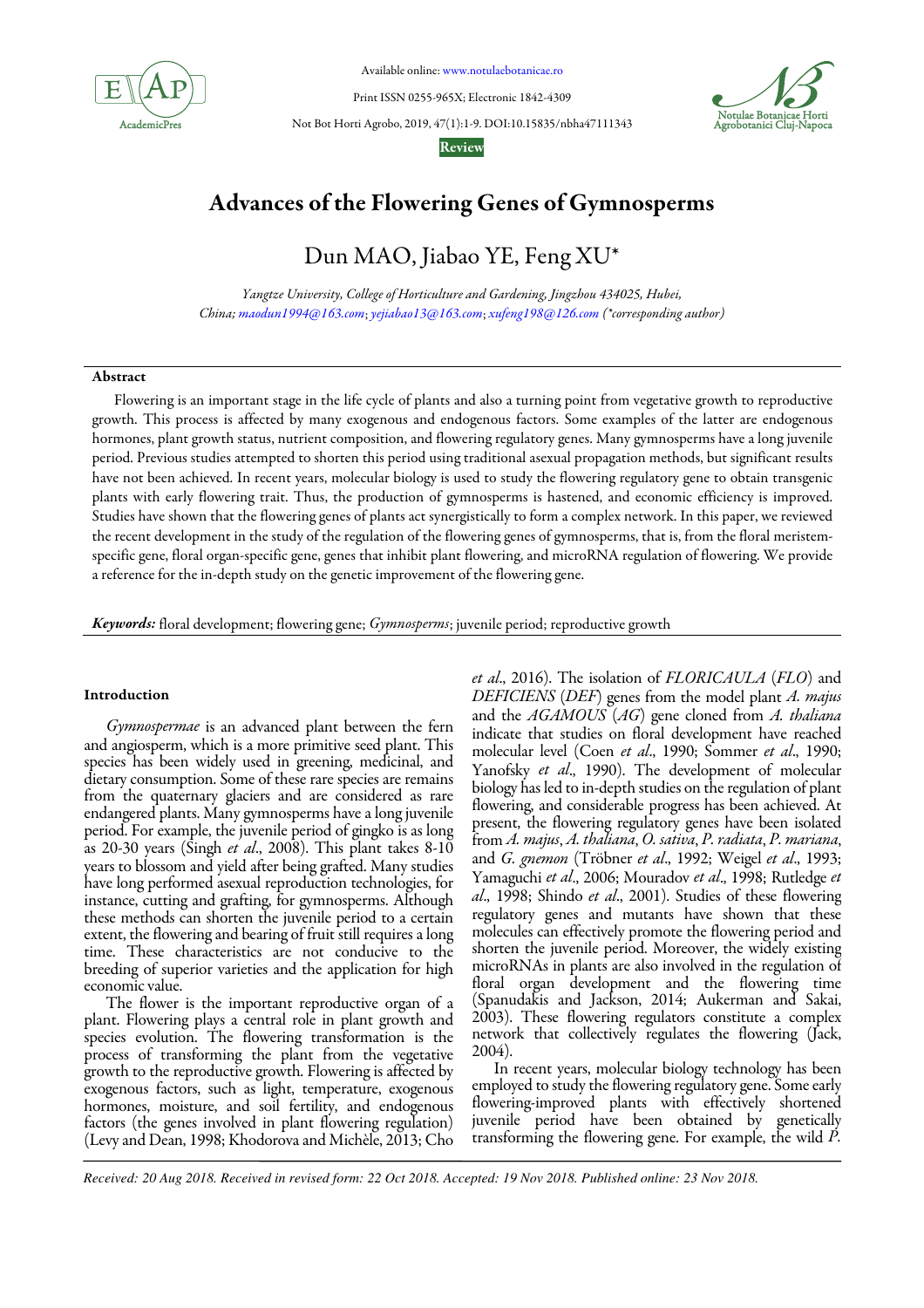Available online: www.notulaebotanicae.ro

Print ISSN 0255-965X; Electronic 1842-4309

Not Bot Horti Agrobo, 2019, 47(1):1-9. DOI:10.15835/nbha47111343

**Review**

# Advances of the Flowering Genes of Gymnosperms

Dun MAO, Jiabao YE, Feng XU*

*Yangtze University, College of Horticulture and Gardening, Jingzhou 434025, Hubei, China; maodun1994@163.com; yejiabao13@163.com; xufeng198@126.com (*corresponding author)*

## Abstract

Flowering is an important stage in the life cycle of plants and also a turning point from vegetative growth to reproductive growth. This process is affected by many exogenous and endogenous factors. Some examples of the latter are endogenous hormones, plant growth status, nutrient composition, and flowering regulatory genes. Many gymnosperms have a long juvenile period. Previous studies attempted to shorten this period using traditional asexual propagation methods, but significant results have not been achieved. In recent years, molecular biology is used to study the flowering regulatory gene to obtain transgenic plants with early flowering trait. Thus, the production of gymnosperms is hastened, and economic efficiency is improved. Studies have shown that the flowering genes of plants act synergistically to form a complex network. In this paper, we reviewed the recent development in the study of the regulation of the flowering genes of gymnosperms, that is, from the floral meristem-specific gene, floral organ-specific gene, genes that inhibit plant flowering, and microRNA regulation of flowering. We provide a reference for the in-depth study on the genetic improvement of the flowering gene.

***Keywords:*** floral development; flowering gene; *Gymnosperms*; juvenile period; reproductive growth

## Introduction

*Gymnospermae* is an advanced plant between the fern and angiosperm, which is a more primitive seed plant. This species has been widely used in greening, medicinal, and dietary consumption. Some of these rare species are remains from the quaternary glaciers and are considered as rare endangered plants. Many gymnosperms have a long juvenile period. For example, the juvenile period of gingko is as long as 20-30 years (Singh *et al*., 2008). This plant takes 8-10 years to blossom and yield after being grafted. Many studies have long performed asexual reproduction technologies, for instance, cutting and grafting, for gymnosperms. Although these methods can shorten the juvenile period to a certain extent, the flowering and bearing of fruit still requires a long time. These characteristics are not conducive to the breeding of superior varieties and the application for high economic value.

The flower is the important reproductive organ of a plant. Flowering plays a central role in plant growth and species evolution. The flowering transformation is the process of transforming the plant from the vegetative growth to the reproductive growth. Flowering is affected by exogenous factors, such as light, temperature, exogenous hormones, moisture, and soil fertility, and endogenous factors (the genes involved in plant flowering regulation) (Levy and Dean, 1998; Khodorova and Michèle, 2013; Cho *et al*., 2016). The isolation of *FLORICAULA* (*FLO*) and *DEFICIENS* (*DEF*) genes from the model plant *A. majus* and the *AGAMOUS* (*AG*) gene cloned from *A. thaliana* indicate that studies on floral development have reached molecular level (Coen *et al*., 1990; Sommer *et al*., 1990; Yanofsky *et al*., 1990). The development of molecular biology has led to in-depth studies on the regulation of plant flowering, and considerable progress has been achieved. At present, the flowering regulatory genes have been isolated from *A. majus*, *A. thaliana*, *O. sativa*, *P. radiata*, *P. mariana*, and *G. gnemon* (Tröbner *et al*., 1992; Weigel *et al*., 1993; Yamaguchi *et al*., 2006; Mouradov *et al*., 1998; Rutledge *et al*., 1998; Shindo *et al*., 2001). Studies of these flowering regulatory genes and mutants have shown that these molecules can effectively promote the flowering period and shorten the juvenile period. Moreover, the widely existing microRNAs in plants are also involved in the regulation of floral organ development and the flowering time (Spanudakis and Jackson, 2014; Aukerman and Sakai, 2003). These flowering regulators constitute a complex network that collectively regulates the flowering (Jack, 2004).

In recent years, molecular biology technology has been employed to study the flowering regulatory gene. Some early flowering-improved plants with effectively shortened juvenile period have been obtained by genetically transforming the flowering gene. For example, the wild *P.*

*Received: 20 Aug 2018. Received in revised form: 22 Oct 2018. Accepted: 19 Nov 2018. Published online: 23 Nov 2018.*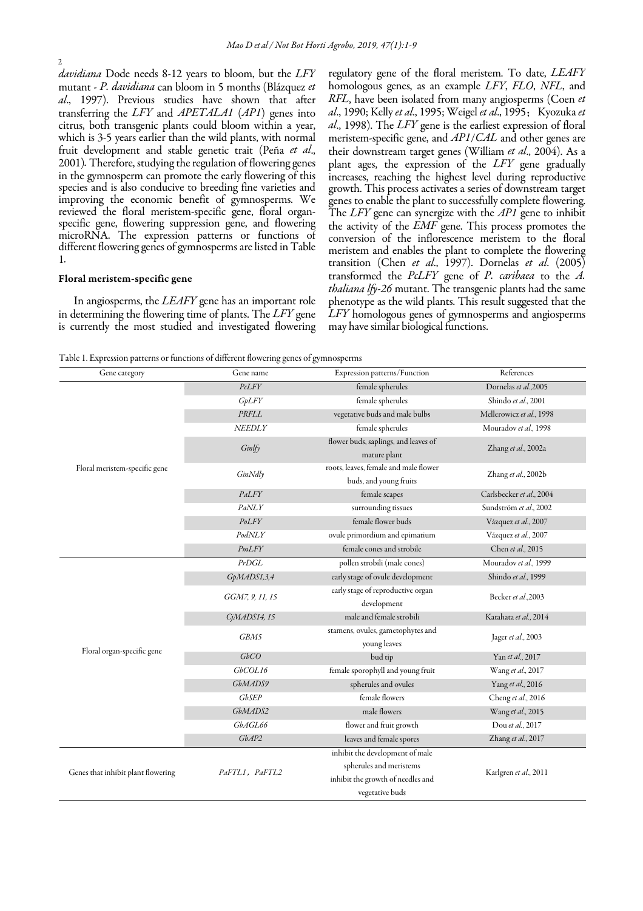*davidiana* Dode needs 8-12 years to bloom, but the *LFY* mutant - *P. davidiana* can bloom in 5 months (Blázquez *et al*., 1997). Previous studies have shown that after transferring the *LFY* and *APETALA1* (*AP1*) genes into citrus, both transgenic plants could bloom within a year, which is 3-5 years earlier than the wild plants, with normal fruit development and stable genetic trait (Peña *et al*., 2001). Therefore, studying the regulation of flowering genes in the gymnosperm can promote the early flowering of this species and is also conducive to breeding fine varieties and improving the economic benefit of gymnosperms. We reviewed the floral meristem-specific gene, floral organ-specific gene, flowering suppression gene, and flowering microRNA. The expression patterns or functions of different flowering genes of gymnosperms are listed in Table 1.

## Floral meristem-specific gene

In angiosperms, the *LEAFY* gene has an important role in determining the flowering time of plants. The *LFY* gene is currently the most studied and investigated flowering regulatory gene of the floral meristem. To date, *LEAFY* homologous genes, as an example *LFY*, *FLO*, *NFL*, and *RFL*, have been isolated from many angiosperms (Coen *et al*., 1990; Kelly *et al*., 1995; Weigel *et al*., 1995； Kyozuka *et al*., 1998). The *LFY* gene is the earliest expression of floral meristem-specific gene, and *AP1/CAL* and other genes are their downstream target genes (William *et al*., 2004). As a plant ages, the expression of the *LFY* gene gradually increases, reaching the highest level during reproductive growth. This process activates a series of downstream target genes to enable the plant to successfully complete flowering. The *LFY* gene can synergize with the *AP1* gene to inhibit the activity of the *EMF* gene. This process promotes the conversion of the inflorescence meristem to the floral meristem and enables the plant to complete the flowering transition (Chen *et al*., 1997). Dornelas *et al*. (2005) transformed the *PcLFY* gene of *P. caribaea* to the *A. thaliana lfy-26* mutant. The transgenic plants had the same phenotype as the wild plants. This result suggested that the *LFY* homologous genes of gymnosperms and angiosperms may have similar biological functions.

Table 1. Expression patterns or functions of different flowering genes of gymnosperms

| Gene category | Gene name | Expression patterns/Function | References |
|---|---|---|---|
| Floral meristem-specific gene | *PcLFY* | female spherules | Dornelas *et al*.,2005 |
| | *GpLFY* | female spherules | Shindo *et al*., 2001 |
| | *PRFLL* | vegetative buds and male bulbs | Mellerowicz *et al*., 1998 |
| | *NEEDLY* | female spherules | Mouradov *et al*., 1998 |
| | *Gmlfy* | flower buds, saplings, and leaves of mature plant | Zhang *et al*., 2002a |
| | *GmNdly* | roots, leaves, female and male flower buds, and young fruits | Zhang *et al*., 2002b |
| | *PaLFY* | female scapes | Carlsbecker *et al*., 2004 |
| | *PaNLY* | surrounding tissues | Sundström *et al*., 2002 |
| | *PoLFY* | female flower buds | Vázquez *et al*., 2007 |
| | *PodNLY* | ovule primordium and epimatium | Vázquez *et al*., 2007 |
| | *PmLFY* | female cones and strobile | Chen *et al*., 2015 |
| Floral organ-specific gene | *PrDGL* | pollen strobili (male cones) | Mouradov *et al*., 1999 |
| | *GpMADS1,3,4* | early stage of ovule development | Shindo *et al*., 1999 |
| | *GGM7, 9, 11, 15* | early stage of reproductive organ development | Becker *et al*.,2003 |
| | *CjMADS14, 15* | male and female strobili | Katahata *et al*., 2014 |
| | *GBM5* | stamens, ovules, gametophytes and young leaves | Jager *et al*., 2003 |
| | *GbCO* | bud tip | Yan *et al*., 2017 |
| | *GbCOL16* | female sporophyll and young fruit | Wang *et al*., 2017 |
| | *GbMADS9* | spherules and ovules | Yang *et al*., 2016 |
| | *GbSEP* | female flowers | Cheng *et al*., 2016 |
| | *GbMADS2* | male flowers | Wang *et al*., 2015 |
| | *GbAGL66* | flower and fruit growth | Dou *et al*., 2017 |
| | *GbAP2* | leaves and female spores | Zhang *et al*., 2017 |
| Genes that inhibit plant flowering | *PaFTL1*，*PaFTL2* | inhibit the development of male spherules and meristems inhibit the growth of needles and vegetative buds | Karlgren *et al*., 2011 |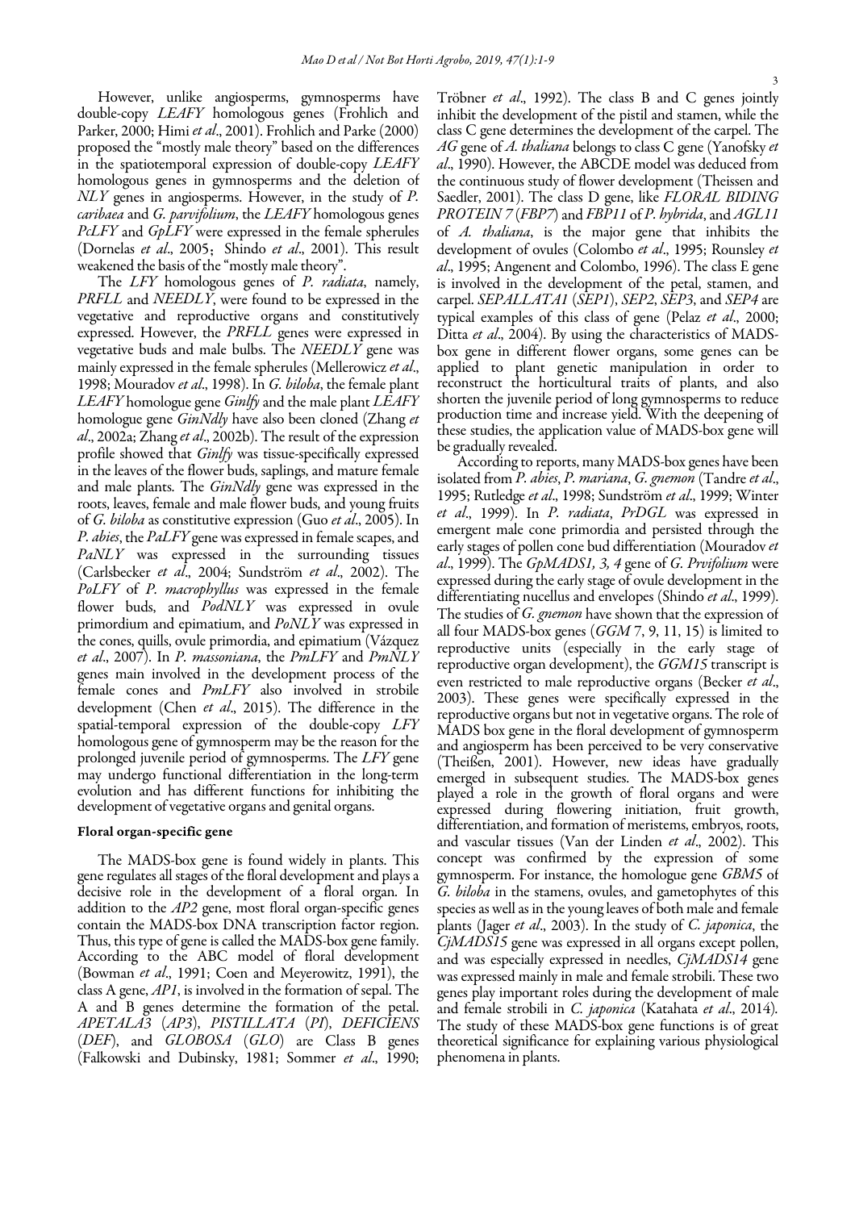However, unlike angiosperms, gymnosperms have double-copy *LEAFY* homologous genes (Frohlich and Parker, 2000; Himi *et al*., 2001). Frohlich and Parke (2000) proposed the "mostly male theory" based on the differences in the spatiotemporal expression of double-copy *LEAFY* homologous genes in gymnosperms and the deletion of *NLY* genes in angiosperms. However, in the study of *P. caribaea* and *G. parvifolium*, the *LEAFY* homologous genes *PcLFY* and *GpLFY* were expressed in the female spherules (Dornelas *et al*., 2005; Shindo *et al*., 2001). This result weakened the basis of the "mostly male theory".

The *LFY* homologous genes of *P. radiata*, namely, *PRFLL* and *NEEDLY*, were found to be expressed in the vegetative and reproductive organs and constitutively expressed. However, the *PRFLL* genes were expressed in vegetative buds and male bulbs. The *NEEDLY* gene was mainly expressed in the female spherules (Mellerowicz *et al*., 1998; Mouradov *et al*., 1998). In *G. biloba*, the female plant *LEAFY* homologue gene *Ginlfy* and the male plant *LEAFY* homologue gene *GinNdly* have also been cloned (Zhang *et al*., 2002a; Zhang *et al*., 2002b). The result of the expression profile showed that *Ginlfy* was tissue-specifically expressed in the leaves of the flower buds, saplings, and mature female and male plants. The *GinNdly* gene was expressed in the roots, leaves, female and male flower buds, and young fruits of *G. biloba* as constitutive expression (Guo *et al*., 2005). In *P. abies*, the *PaLFY* gene was expressed in female scapes, and *PaNLY* was expressed in the surrounding tissues (Carlsbecker *et al*., 2004; Sundström *et al*., 2002). The *PoLFY* of *P. macrophyllus* was expressed in the female flower buds, and *PodNLY* was expressed in ovule primordium and epimatium, and *PoNLY* was expressed in the cones, quills, ovule primordia, and epimatium (Vázquez *et al*., 2007). In *P. massoniana*, the *PmLFY* and *PmNLY* genes main involved in the development process of the female cones and *PmLFY* also involved in strobile development (Chen *et al*., 2015). The difference in the spatial-temporal expression of the double-copy *LFY* homologous gene of gymnosperm may be the reason for the prolonged juvenile period of gymnosperms. The *LFY* gene may undergo functional differentiation in the long-term evolution and has different functions for inhibiting the development of vegetative organs and genital organs.

### Floral organ-specific gene

The MADS-box gene is found widely in plants. This gene regulates all stages of the floral development and plays a decisive role in the development of a floral organ. In addition to the *AP2* gene, most floral organ-specific genes contain the MADS-box DNA transcription factor region. Thus, this type of gene is called the MADS-box gene family. According to the ABC model of floral development (Bowman *et al*., 1991; Coen and Meyerowitz, 1991), the class A gene, *AP1*, is involved in the formation of sepal. The A and B genes determine the formation of the petal. *APETALA3* (*AP3*), *PISTILLATA* (*PI*), *DEFICIENS* (*DEF*), and *GLOBOSA* (*GLO*) are Class B genes (Falkowski and Dubinsky, 1981; Sommer *et al*., 1990; Tröbner *et al*., 1992). The class B and C genes jointly inhibit the development of the pistil and stamen, while the class C gene determines the development of the carpel. The *AG* gene of *A. thaliana* belongs to class C gene (Yanofsky *et al*., 1990). However, the ABCDE model was deduced from the continuous study of flower development (Theissen and Saedler, 2001). The class D gene, like *FLORAL BIDING PROTEIN 7* (*FBP7*) and *FBP11* of *P. hybrida*, and *AGL11* of *A. thaliana*, is the major gene that inhibits the development of ovules (Colombo *et al*., 1995; Rounsley *et al*., 1995; Angenent and Colombo, 1996). The class E gene is involved in the development of the petal, stamen, and carpel. *SEPALLATA1* (*SEP1*), *SEP2*, *SEP3*, and *SEP4* are typical examples of this class of gene (Pelaz *et al*., 2000; Ditta *et al*., 2004). By using the characteristics of MADS-box gene in different flower organs, some genes can be applied to plant genetic manipulation in order to reconstruct the horticultural traits of plants, and also shorten the juvenile period of long gymnosperms to reduce production time and increase yield. With the deepening of these studies, the application value of MADS-box gene will be gradually revealed.

According to reports, many MADS-box genes have been isolated from *P. abies*, *P. mariana*, *G. gnemon* (Tandre *et al*., 1995; Rutledge *et al*., 1998; Sundström *et al*., 1999; Winter *et al*., 1999). In *P. radiata*, *PrDGL* was expressed in emergent male cone primordia and persisted through the early stages of pollen cone bud differentiation (Mouradov *et al*., 1999). The *GpMADS1, 3, 4* gene of *G. Prvifolium* were expressed during the early stage of ovule development in the differentiating nucellus and envelopes (Shindo *et al*., 1999). The studies of *G. gnemon* have shown that the expression of all four MADS-box genes (*GGM* 7, 9, 11, 15) is limited to reproductive units (especially in the early stage of reproductive organ development), the *GGM15* transcript is even restricted to male reproductive organs (Becker *et al*., 2003). These genes were specifically expressed in the reproductive organs but not in vegetative organs. The role of MADS box gene in the floral development of gymnosperm and angiosperm has been perceived to be very conservative (Theißen, 2001). However, new ideas have gradually emerged in subsequent studies. The MADS-box genes played a role in the growth of floral organs and were expressed during flowering initiation, fruit growth, differentiation, and formation of meristems, embryos, roots, and vascular tissues (Van der Linden *et al*., 2002). This concept was confirmed by the expression of some gymnosperm. For instance, the homologue gene *GBM5* of *G. biloba* in the stamens, ovules, and gametophytes of this species as well as in the young leaves of both male and female plants (Jager *et al*., 2003). In the study of *C. japonica*, the *CjMADS15* gene was expressed in all organs except pollen, and was especially expressed in needles, *CjMADS14* gene was expressed mainly in male and female strobili. These two genes play important roles during the development of male and female strobili in *C. japonica* (Katahata *et al*., 2014). The study of these MADS-box gene functions is of great theoretical significance for explaining various physiological phenomena in plants.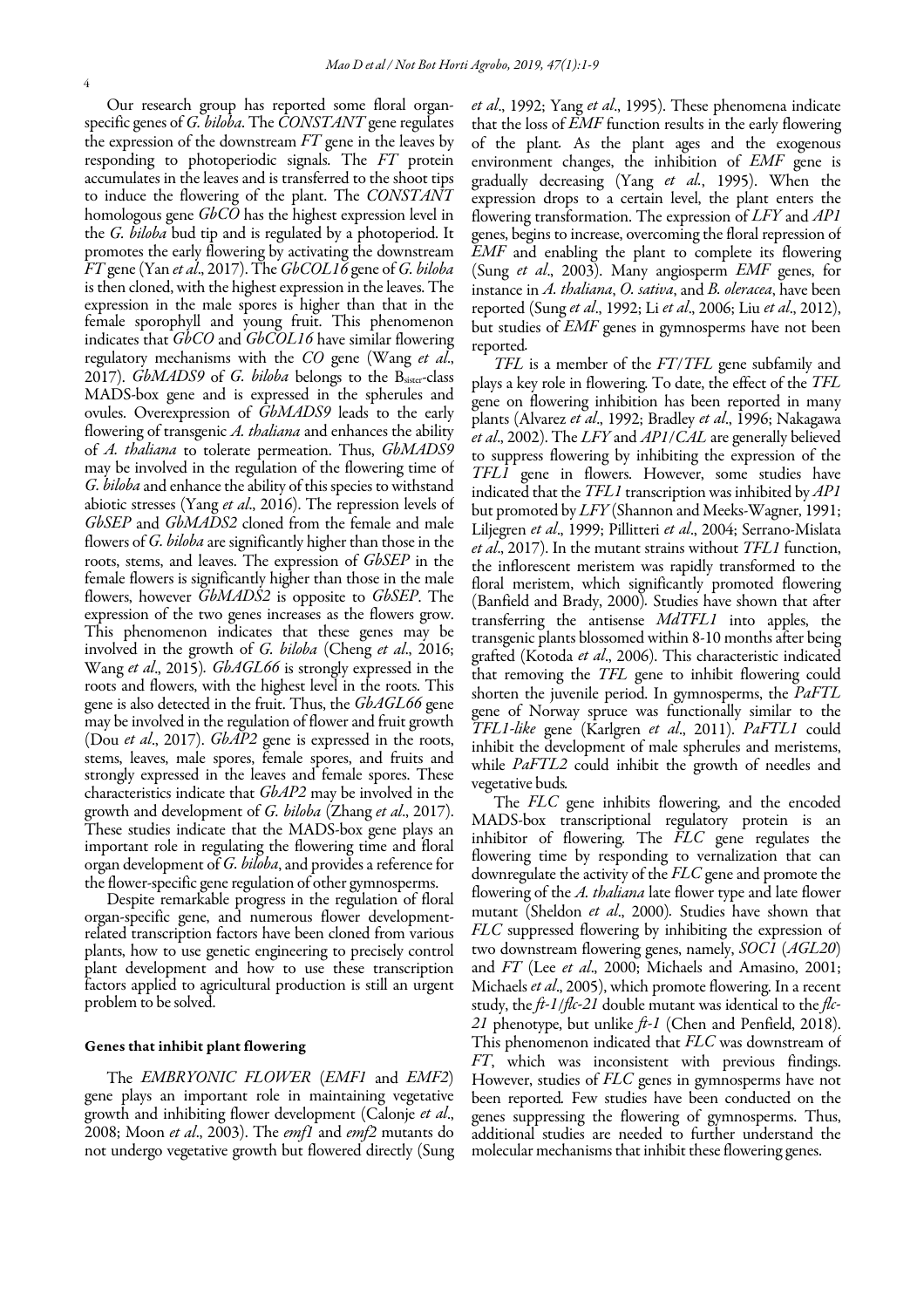Our research group has reported some floral organ-specific genes of *G. biloba*. The *CONSTANT* gene regulates the expression of the downstream *FT* gene in the leaves by responding to photoperiodic signals. The *FT* protein accumulates in the leaves and is transferred to the shoot tips to induce the flowering of the plant. The *CONSTANT* homologous gene *GbCO* has the highest expression level in the *G. biloba* bud tip and is regulated by a photoperiod. It promotes the early flowering by activating the downstream *FT* gene (Yan *et al*., 2017). The *GbCOL16* gene of *G. biloba* is then cloned, with the highest expression in the leaves. The expression in the male spores is higher than that in the female sporophyll and young fruit. This phenomenon indicates that *GbCO* and *GbCOL16* have similar flowering regulatory mechanisms with the *CO* gene (Wang *et al*., 2017). *GbMADS9* of *G. biloba* belongs to the $B_{sister}$-class MADS-box gene and is expressed in the spherules and ovules. Overexpression of *GbMADS9* leads to the early flowering of transgenic *A. thaliana* and enhances the ability of *A. thaliana* to tolerate permeation. Thus, *GbMADS9* may be involved in the regulation of the flowering time of *G. biloba* and enhance the ability of this species to withstand abiotic stresses (Yang *et al*., 2016). The repression levels of *GbSEP* and *GbMADS2* cloned from the female and male flowers of *G. biloba* are significantly higher than those in the roots, stems, and leaves. The expression of *GbSEP* in the female flowers is significantly higher than those in the male flowers, however *GbMADS2* is opposite to *GbSEP*. The expression of the two genes increases as the flowers grow. This phenomenon indicates that these genes may be involved in the growth of *G. biloba* (Cheng *et al*., 2016; Wang *et al*., 2015). *GbAGL66* is strongly expressed in the roots and flowers, with the highest level in the roots. This gene is also detected in the fruit. Thus, the *GbAGL66* gene may be involved in the regulation of flower and fruit growth (Dou *et al*., 2017). *GbAP2* gene is expressed in the roots, stems, leaves, male spores, female spores, and fruits and strongly expressed in the leaves and female spores. These characteristics indicate that *GbAP2* may be involved in the growth and development of *G. biloba* (Zhang *et al*., 2017). These studies indicate that the MADS-box gene plays an important role in regulating the flowering time and floral organ development of *G. biloba*, and provides a reference for the flower-specific gene regulation of other gymnosperms.

Despite remarkable progress in the regulation of floral organ-specific gene, and numerous flower development-related transcription factors have been cloned from various plants, how to use genetic engineering to precisely control plant development and how to use these transcription factors applied to agricultural production is still an urgent problem to be solved.

### Genes that inhibit plant flowering

The *EMBRYONIC FLOWER* (*EMF1* and *EMF2*) gene plays an important role in maintaining vegetative growth and inhibiting flower development (Calonje *et al*., 2008; Moon *et al*., 2003). The *emf1* and *emf2* mutants do not undergo vegetative growth but flowered directly (Sung *et al*., 1992; Yang *et al*., 1995). These phenomena indicate that the loss of *EMF* function results in the early flowering of the plant. As the plant ages and the exogenous environment changes, the inhibition of *EMF* gene is gradually decreasing (Yang *et al.*, 1995). When the expression drops to a certain level, the plant enters the flowering transformation. The expression of *LFY* and *AP1* genes, begins to increase, overcoming the floral repression of *EMF* and enabling the plant to complete its flowering (Sung *et al*., 2003). Many angiosperm *EMF* genes, for instance in *A. thaliana*, *O. sativa*, and *B. oleracea*, have been reported (Sung *et al*., 1992; Li *et al*., 2006; Liu *et al*., 2012), but studies of *EMF* genes in gymnosperms have not been reported.

*TFL* is a member of the *FT*/*TFL* gene subfamily and plays a key role in flowering. To date, the effect of the *TFL* gene on flowering inhibition has been reported in many plants (Alvarez *et al*., 1992; Bradley *et al*., 1996; Nakagawa *et al*., 2002). The *LFY* and *AP1*/*CAL* are generally believed to suppress flowering by inhibiting the expression of the *TFL1* gene in flowers. However, some studies have indicated that the *TFL1* transcription was inhibited by *AP1* but promoted by *LFY* (Shannon and Meeks-Wagner, 1991; Liljegren *et al*., 1999; Pillitteri *et al*., 2004; Serrano-Mislata *et al*., 2017). In the mutant strains without *TFL1* function, the inflorescent meristem was rapidly transformed to the floral meristem, which significantly promoted flowering (Banfield and Brady, 2000). Studies have shown that after transferring the antisense *MdTFL1* into apples, the transgenic plants blossomed within 8-10 months after being grafted (Kotoda *et al*., 2006). This characteristic indicated that removing the *TFL* gene to inhibit flowering could shorten the juvenile period. In gymnosperms, the *PaFTL* gene of Norway spruce was functionally similar to the *TFL1-like* gene (Karlgren *et al*., 2011). *PaFTL1* could inhibit the development of male spherules and meristems, while *PaFTL2* could inhibit the growth of needles and vegetative buds.

The *FLC* gene inhibits flowering, and the encoded MADS-box transcriptional regulatory protein is an inhibitor of flowering. The *FLC* gene regulates the flowering time by responding to vernalization that can downregulate the activity of the *FLC* gene and promote the flowering of the *A. thaliana* late flower type and late flower mutant (Sheldon *et al*., 2000). Studies have shown that *FLC* suppressed flowering by inhibiting the expression of two downstream flowering genes, namely, *SOC1* (*AGL20*) and *FT* (Lee *et al*., 2000; Michaels and Amasino, 2001; Michaels *et al*., 2005), which promote flowering. In a recent study, the *ft-1*/*flc-21* double mutant was identical to the *flc-21* phenotype, but unlike *ft-1* (Chen and Penfield, 2018). This phenomenon indicated that *FLC* was downstream of *FT*, which was inconsistent with previous findings. However, studies of *FLC* genes in gymnosperms have not been reported. Few studies have been conducted on the genes suppressing the flowering of gymnosperms. Thus, additional studies are needed to further understand the molecular mechanisms that inhibit these flowering genes.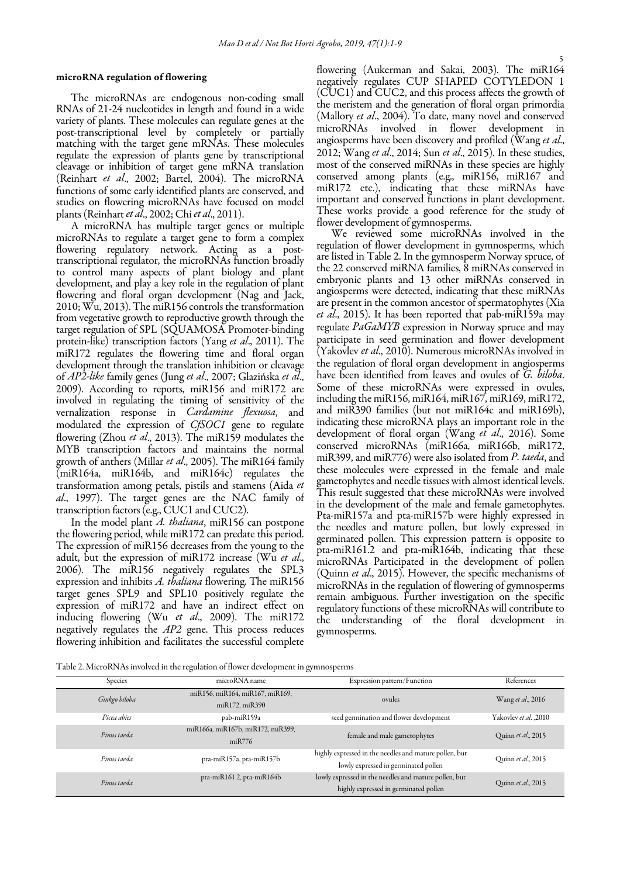#### microRNA regulation of flowering

The microRNAs are endogenous non-coding small RNAs of 21-24 nucleotides in length and found in a wide variety of plants. These molecules can regulate genes at the post-transcriptional level by completely or partially matching with the target gene mRNAs. These molecules regulate the expression of plants gene by transcriptional cleavage or inhibition of target gene mRNA translation (Reinhart *et al*., 2002; Bartel, 2004). The microRNA functions of some early identified plants are conserved, and studies on flowering microRNAs have focused on model plants (Reinhart *et al*., 2002; Chi *et al*., 2011).

A microRNA has multiple target genes or multiple microRNAs to regulate a target gene to form a complex flowering regulatory network. Acting as a post-transcriptional regulator, the microRNAs function broadly to control many aspects of plant biology and plant development, and play a key role in the regulation of plant flowering and floral organ development (Nag and Jack, 2010; Wu, 2013). The miR156 controls the transformation from vegetative growth to reproductive growth through the target regulation of SPL (SQUAMOSA Promoter-binding protein-like) transcription factors (Yang *et al*., 2011). The miR172 regulates the flowering time and floral organ development through the translation inhibition or cleavage of *AP2-like* family genes (Jung *et al*., 2007; Glazińska *et al*., 2009). According to reports, miR156 and miR172 are involved in regulating the timing of sensitivity of the vernalization response in *Cardamine flexuosa*, and modulated the expression of *CfSOC1* gene to regulate flowering (Zhou *et al*., 2013). The miR159 modulates the MYB transcription factors and maintains the normal growth of anthers (Millar *et al*., 2005). The miR164 family (miR164a, miR164b, and miR164c) regulates the transformation among petals, pistils and stamens (Aida *et al*., 1997). The target genes are the NAC family of transcription factors (e.g., CUC1 and CUC2).

In the model plant *A. thaliana*, miR156 can postpone the flowering period, while miR172 can predate this period. The expression of miR156 decreases from the young to the adult, but the expression of miR172 increase (Wu *et al*., 2006). The miR156 negatively regulates the SPL3 expression and inhibits *A. thaliana* flowering. The miR156 target genes SPL9 and SPL10 positively regulate the expression of miR172 and have an indirect effect on inducing flowering (Wu *et al*., 2009). The miR172 negatively regulates the *AP2* gene. This process reduces flowering inhibition and facilitates the successful complete flowering (Aukerman and Sakai, 2003). The miR164 negatively regulates CUP SHAPED COTYLEDON 1 (CUC1) and CUC2, and this process affects the growth of the meristem and the generation of floral organ primordia (Mallory *et al*., 2004). To date, many novel and conserved microRNAs involved in flower development in angiosperms have been discovery and profiled (Wang *et al*., 2012; Wang *et al*., 2014; Sun *et al*., 2015). In these studies, most of the conserved miRNAs in these species are highly conserved among plants (e.g., miR156, miR167 and miR172 etc.), indicating that these miRNAs have important and conserved functions in plant development. These works provide a good reference for the study of flower development of gymnosperms.

We reviewed some microRNAs involved in the regulation of flower development in gymnosperms, which are listed in Table 2. In the gymnosperm Norway spruce, of the 22 conserved miRNA families, 8 miRNAs conserved in embryonic plants and 13 other miRNAs conserved in angiosperms were detected, indicating that these miRNAs are present in the common ancestor of spermatophytes (Xia *et al*., 2015). It has been reported that pab-miR159a may regulate *PaGaMYB* expression in Norway spruce and may participate in seed germination and flower development (Yakovlev *et al*., 2010). Numerous microRNAs involved in the regulation of floral organ development in angiosperms have been identified from leaves and ovules of *G. biloba*. Some of these microRNAs were expressed in ovules, including the miR156, miR164, miR167, miR169, miR172, and miR390 families (but not miR164c and miR169b), indicating these microRNA plays an important role in the development of floral organ (Wang *et al*., 2016). Some conserved microRNAs (miR166a, miR166b, miR172, miR399, and miR776) were also isolated from *P. taeda*, and these molecules were expressed in the female and male gametophytes and needle tissues with almost identical levels. This result suggested that these microRNAs were involved in the development of the male and female gametophytes. Pta-miR157a and pta-miR157b were highly expressed in the needles and mature pollen, but lowly expressed in germinated pollen. This expression pattern is opposite to pta-miR161.2 and pta-miR164b, indicating that these microRNAs Participated in the development of pollen (Quinn *et al*., 2015). However, the specific mechanisms of microRNAs in the regulation of flowering of gymnosperms remain ambiguous. Further investigation on the specific regulatory functions of these microRNAs will contribute to the understanding of the floral development in gymnosperms.

Table 2. MicroRNAs involved in the regulation of flower development in gymnosperms

| Species | microRNA name | Expression pattern/Function | References |
|---|---|---|---|
| *Ginkgo biloba* | miR156, miR164, miR167, miR169, miR172, miR390 | ovules | Wang *et al*., 2016 |
| *Picea abies* | pab-miR159a | seed germination and flower development | Yakovlev *et al*. ,2010 |
| *Pinus taeda* | miR166a, miR167b, miR172, miR399, miR776 | female and male gametophytes | Quinn *et al*., 2015 |
| *Pinus taeda* | pta-miR157a, pta-miR157b | highly expressed in the needles and mature pollen, but lowly expressed in germinated pollen | Quinn *et al*., 2015 |
| *Pinus taeda* | pta-miR161.2, pta-miR164b | lowly expressed in the needles and mature pollen, but highly expressed in germinated pollen | Quinn *et al*., 2015 |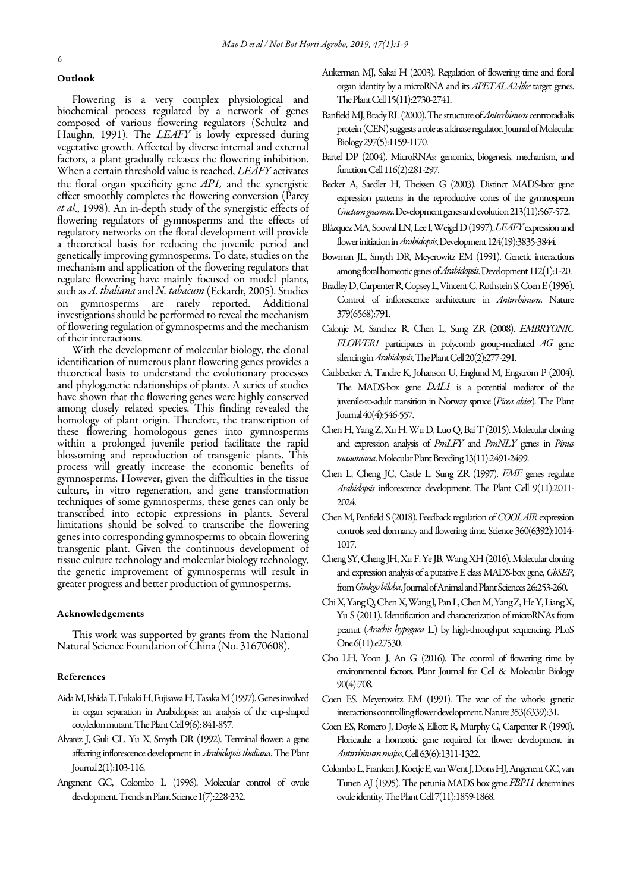### Outlook

Flowering is a very complex physiological and biochemical process regulated by a network of genes composed of various flowering regulators (Schultz and Haughn, 1991). The *LEAFY* is lowly expressed during vegetative growth. Affected by diverse internal and external factors, a plant gradually releases the flowering inhibition. When a certain threshold value is reached, *LEAFY* activates the floral organ specificity gene *AP1,* and the synergistic effect smoothly completes the flowering conversion (Parcy *et al*., 1998). An in-depth study of the synergistic effects of flowering regulators of gymnosperms and the effects of regulatory networks on the floral development will provide a theoretical basis for reducing the juvenile period and genetically improving gymnosperms. To date, studies on the mechanism and application of the flowering regulators that regulate flowering have mainly focused on model plants, such as *A. thaliana* and *N. tabacum* (Eckardt, 2005). Studies on gymnosperms are rarely reported. Additional investigations should be performed to reveal the mechanism of flowering regulation of gymnosperms and the mechanism of their interactions.

With the development of molecular biology, the clonal identification of numerous plant flowering genes provides a theoretical basis to understand the evolutionary processes and phylogenetic relationships of plants. A series of studies have shown that the flowering genes were highly conserved among closely related species. This finding revealed the homology of plant origin. Therefore, the transcription of these flowering homologous genes into gymnosperms within a prolonged juvenile period facilitate the rapid blossoming and reproduction of transgenic plants. This process will greatly increase the economic benefits of gymnosperms. However, given the difficulties in the tissue culture, in vitro regeneration, and gene transformation techniques of some gymnosperms, these genes can only be transcribed into ectopic expressions in plants. Several limitations should be solved to transcribe the flowering genes into corresponding gymnosperms to obtain flowering transgenic plant. Given the continuous development of tissue culture technology and molecular biology technology, the genetic improvement of gymnosperms will result in greater progress and better production of gymnosperms.

### Acknowledgements

This work was supported by grants from the National Natural Science Foundation of China (No. 31670608).

### References

Aida M, Ishida T, Fukaki H, Fujisawa H, Tasaka M (1997). Genes involved in organ separation in Arabidopsis: an analysis of the cup-shaped cotyledon mutant. The Plant Cell 9(6): 841-857.

Alvarez J, Guli CL, Yu X, Smyth DR (1992). Terminal flower: a gene affecting inflorescence development in *Arabidopsis thaliana*. The Plant Journal 2(1):103-116.

Angenent GC, Colombo L (1996). Molecular control of ovule development. Trends in Plant Science 1(7):228-232.

Aukerman MJ, Sakai H (2003). Regulation of flowering time and floral organ identity by a microRNA and its *APETALA2-like* target genes. The Plant Cell 15(11):2730-2741.

Banfield MJ, Brady RL (2000). The structure of *Antirrhinum* centroradialis protein (CEN) suggests a role as a kinase regulator. Journal of Molecular Biology 297(5):1159-1170.

Bartel DP (2004). MicroRNAs: genomics, biogenesis, mechanism, and function. Cell 116(2):281-297.

Becker A, Saedler H, Theissen G (2003). Distinct MADS-box gene expression patterns in the reproductive cones of the gymnosperm *Gnetum gnemon*. Development genes and evolution 213(11):567-572.

Blázquez MA, Soowal LN, Lee I, Weigel D (1997). *LEAFY* expression and flower initiation in *Arabidopsis*. Development 124(19):3835-3844.

Bowman JL, Smyth DR, Meyerowitz EM (1991). Genetic interactions among floral homeotic genes of *Arabidopsis*. Development 112(1):1-20.

Bradley D, Carpenter R, Copsey L, Vincent C, Rothstein S, Coen E (1996). Control of inflorescence architecture in *Antirrhinum*. Nature 379(6568):791.

Calonje M, Sanchez R, Chen L, Sung ZR (2008). *EMBRYONIC FLOWER1* participates in polycomb group-mediated *AG* gene silencing in *Arabidopsis*. The Plant Cell 20(2):277-291.

Carlsbecker A, Tandre K, Johanson U, Englund M, Engström P (2004). The MADS-box gene *DAL1* is a potential mediator of the juvenile-to-adult transition in Norway spruce (*Picea abies*). The Plant Journal 40(4):546-557.

Chen H, Yang Z, Xu H, Wu D, Luo Q, Bai T (2015). Molecular cloning and expression analysis of *PmLFY* and *PmNLY* genes in *Pinus massoniana*. Molecular Plant Breeding 13(11):2491-2499.

Chen L, Cheng JC, Castle L, Sung ZR (1997). *EMF* genes regulate *Arabidopsis* inflorescence development. The Plant Cell 9(11):2011-2024.

Chen M, Penfield S (2018). Feedback regulation of *COOLAIR* expression controls seed dormancy and flowering time. Science 360(6392):1014-1017.

Cheng SY, Cheng JH, Xu F, Ye JB, Wang XH (2016). Molecular cloning and expression analysis of a putative E class MADS-box gene, *GbSEP*, from *Ginkgo biloba*. Journal of Animal and Plant Sciences 26:253-260.

Chi X, Yang Q, Chen X, Wang J, Pan L, Chen M, Yang Z, He Y, Liang X, Yu S (2011). Identification and characterization of microRNAs from peanut (*Arachis hypogaea* L.) by high-throughput sequencing. PLoS One 6(11):e27530.

Cho LH, Yoon J, An G (2016). The control of flowering time by environmental factors. Plant Journal for Cell & Molecular Biology 90(4):708.

Coen ES, Meyerowitz EM (1991). The war of the whorls: genetic interactions controlling flower development. Nature 353(6339):31.

Coen ES, Romero J, Doyle S, Elliott R, Murphy G, Carpenter R (1990). Floricaula: a homeotic gene required for flower development in *Antirrhinum majus*. Cell 63(6):1311-1322.

Colombo L, Franken J, Koetje E, van Went J, Dons HJ, Angenent GC, van Tunen AJ (1995). The petunia MADS box gene *FBP11* determines ovule identity. The Plant Cell 7(11):1859-1868.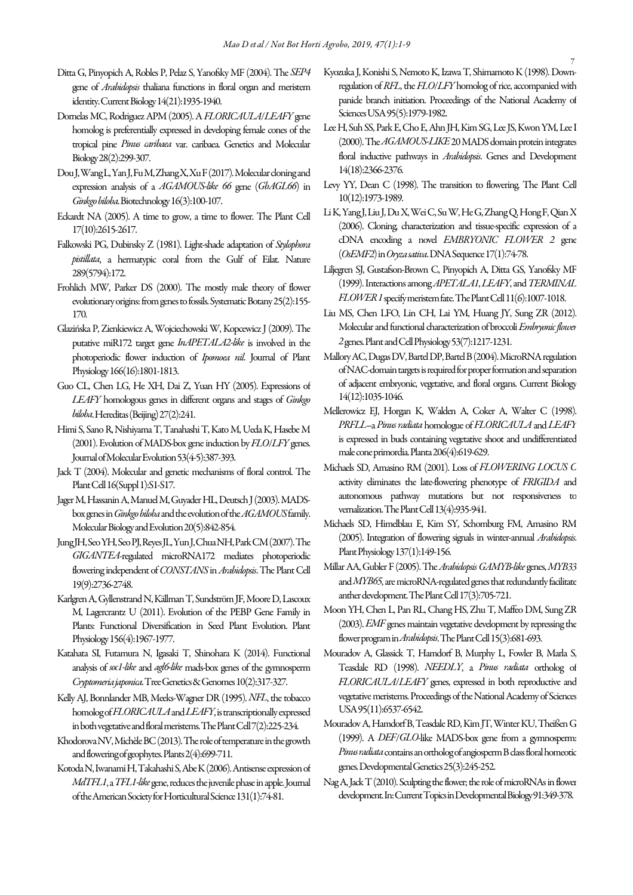Ditta G, Pinyopich A, Robles P, Pelaz S, Yanofsky MF (2004). The *SEP4* gene of *Arabidopsis* thaliana functions in floral organ and meristem identity. Current Biology 14(21):1935-1940.

Dornelas MC, Rodriguez APM (2005). A *FLORICAULA/LEAFY* gene homolog is preferentially expressed in developing female cones of the tropical pine *Pinus caribaea* var. caribaea. Genetics and Molecular Biology 28(2):299-307.

Dou J, Wang L, Yan J, Fu M, Zhang X, Xu F (2017). Molecular cloning and expression analysis of a *AGAMOUS-like 66* gene (*GbAGL66*) in *Ginkgo biloba*. Biotechnology 16(3):100-107.

Eckardt NA (2005). A time to grow, a time to flower. The Plant Cell 17(10):2615-2617.

Falkowski PG, Dubinsky Z (1981). Light-shade adaptation of *Stylophora pistillata*, a hermatypic coral from the Gulf of Eilat. Nature 289(5794):172.

Frohlich MW, Parker DS (2000). The mostly male theory of flower evolutionary origins: from genes to fossils. Systematic Botany 25(2):155-170.

Glazińska P, Zienkiewicz A, Wojciechowski W, Kopcewicz J (2009). The putative miR172 target gene *InAPETALA2-like* is involved in the photoperiodic flower induction of *Ipomoea nil*. Journal of Plant Physiology 166(16):1801-1813.

Guo CL, Chen LG, He XH, Dai Z, Yuan HY (2005). Expressions of *LEAFY* homologous genes in different organs and stages of *Ginkgo biloba*. Hereditas (Beijing) 27(2):241.

Himi S, Sano R, Nishiyama T, Tanahashi T, Kato M, Ueda K, Hasebe M (2001). Evolution of MADS-box gene induction by *FLO/LFY* genes. Journal of Molecular Evolution 53(4-5):387-393.

Jack T (2004). Molecular and genetic mechanisms of floral control. The Plant Cell 16(Suppl 1):S1-S17.

Jager M, Hassanin A, Manuel M, Guyader HL, Deutsch J (2003). MADS-box genes in *Ginkgo biloba* and the evolution of the *AGAMOUS* family. Molecular Biology and Evolution 20(5):842-854.

Jung JH, Seo YH, Seo PJ, Reyes JL, Yun J, Chua NH, Park CM (2007). The *GIGANTEA*-regulated microRNA172 mediates photoperiodic flowering independent of *CONSTANS* in *Arabidopsis*. The Plant Cell 19(9):2736-2748.

Karlgren A, Gyllenstrand N, Källman T, Sundström JF, Moore D, Lascoux M, Lagercrantz U (2011). Evolution of the PEBP Gene Family in Plants: Functional Diversification in Seed Plant Evolution. Plant Physiology 156(4):1967-1977.

Katahata SI, Futamura N, Igasaki T, Shinohara K (2014). Functional analysis of *soc1-like* and *agl6-like* mads-box genes of the gymnosperm *Cryptomeria japonica*. Tree Genetics & Genomes 10(2):317-327.

Kelly AJ, Bonnlander MB, Meeks-Wagner DR (1995). *NFL*, the tobacco homolog of *FLORICAULA* and *LEAFY*, is transcriptionally expressed in both vegetative and floral meristems. The Plant Cell 7(2):225-234.

Khodorova NV, Michèle BC (2013). The role of temperature in the growth and flowering of geophytes. Plants 2(4):699-711.

Kotoda N, Iwanami H, Takahashi S, Abe K (2006). Antisense expression of *MdTFL1*, a *TFL1-like* gene, reduces the juvenile phase in apple. Journal of the American Society for Horticultural Science 131(1):74-81.

Kyozuka J, Konishi S, Nemoto K, Izawa T, Shimamoto K (1998). Down-regulation of *RFL*, the *FLO/LFY* homolog of rice, accompanied with panicle branch initiation. Proceedings of the National Academy of Sciences USA 95(5):1979-1982.

Lee H, Suh SS, Park E, Cho E, Ahn JH, Kim SG, Lee JS, Kwon YM, Lee I (2000). The *AGAMOUS-LIKE* 20 MADS domain protein integrates floral inductive pathways in *Arabidopsis*. Genes and Development 14(18):2366-2376.

Levy YY, Dean C (1998). The transition to flowering. The Plant Cell 10(12):1973-1989.

Li K, Yang J, Liu J, Du X, Wei C, Su W, He G, Zhang Q, Hong F, Qian X (2006). Cloning, characterization and tissue-specific expression of a cDNA encoding a novel *EMBRYONIC FLOWER 2* gene (*OsEMF2*) in *Oryza sativa*. DNA Sequence 17(1):74-78.

Liljegren SJ, Gustafson-Brown C, Pinyopich A, Ditta GS, Yanofsky MF (1999). Interactions among *APETALA1*, *LEAFY*, and *TERMINAL FLOWER 1* specify meristem fate. The Plant Cell 11(6):1007-1018.

Liu MS, Chen LFO, Lin CH, Lai YM, Huang JY, Sung ZR (2012). Molecular and functional characterization of broccoli *Embryonic flower 2* genes. Plant and Cell Physiology 53(7):1217-1231.

Mallory AC, Dugas DV, Bartel DP, Bartel B (2004). MicroRNA regulation of NAC-domain targets is required for proper formation and separation of adjacent embryonic, vegetative, and floral organs. Current Biology 14(12):1035-1046.

Mellerowicz EJ, Horgan K, Walden A, Coker A, Walter C (1998). *PRFLL*--a *Pinus radiata* homologue of *FLORICAULA* and *LEAFY* is expressed in buds containing vegetative shoot and undifferentiated male cone primordia. Planta 206(4):619-629.

Michaels SD, Amasino RM (2001). Loss of *FLOWERING LOCUS C* activity eliminates the late-flowering phenotype of *FRIGIDA* and autonomous pathway mutations but not responsiveness to vernalization. The Plant Cell 13(4):935-941.

Michaels SD, Himelblau E, Kim SY, Schomburg FM, Amasino RM (2005). Integration of flowering signals in winter-annual *Arabidopsis*. Plant Physiology 137(1):149-156.

Millar AA, Gubler F (2005). The *Arabidopsis GAMYB-like* genes, *MYB33* and *MYB65*, are microRNA-regulated genes that redundantly facilitate anther development. The Plant Cell 17(3):705-721.

Moon YH, Chen L, Pan RL, Chang HS, Zhu T, Maffeo DM, Sung ZR (2003). *EMF* genes maintain vegetative development by repressing the flower program in *Arabidopsis*. The Plant Cell 15(3):681-693.

Mouradov A, Glassick T, Hamdorf B, Murphy L, Fowler B, Marla S, Teasdale RD (1998). *NEEDLY*, a *Pinus radiata* ortholog of *FLORICAULA/LEAFY* genes, expressed in both reproductive and vegetative meristems. Proceedings of the National Academy of Sciences USA 95(11):6537-6542.

Mouradov A, Hamdorf B, Teasdale RD, Kim JT, Winter KU, Theißen G (1999). A *DEF/GLO*-like MADS-box gene from a gymnosperm: *Pinus radiata* contains an ortholog of angiosperm B class floral homeotic genes. Developmental Genetics 25(3):245-252.

Nag A, Jack T (2010). Sculpting the flower; the role of microRNAs in flower development. In: Current Topics in Developmental Biology 91:349-378.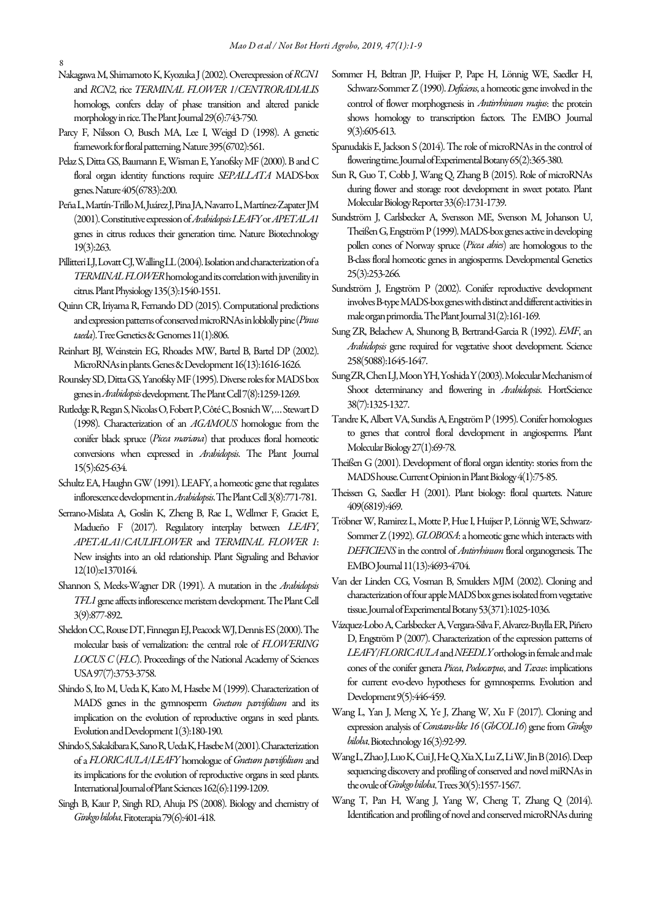Nakagawa M, Shimamoto K, Kyozuka J (2002). Overexpression of *RCN1* and *RCN2*, rice *TERMINAL FLOWER 1/CENTRORADIALIS* homologs, confers delay of phase transition and altered panicle morphology in rice. The Plant Journal 29(6):743-750.

Parcy F, Nilsson O, Busch MA, Lee I, Weigel D (1998). A genetic framework for floral patterning. Nature 395(6702):561.

Pelaz S, Ditta GS, Baumann E, Wisman E, Yanofsky MF (2000). B and C floral organ identity functions require *SEPALLATA* MADS-box genes. Nature 405(6783):200.

Peña L, Martín-Trillo M, Juárez J, Pina JA, Navarro L, Martínez-Zapater JM (2001). Constitutive expression of *Arabidopsis LEAFY* or *APETALA1* genes in citrus reduces their generation time. Nature Biotechnology 19(3):263.

Pillitteri LJ, Lovatt CJ, Walling LL (2004). Isolation and characterization of a *TERMINAL FLOWER* homolog and its correlation with juvenility in citrus. Plant Physiology 135(3):1540-1551.

Quinn CR, Iriyama R, Fernando DD (2015). Computational predictions and expression patterns of conserved microRNAs in loblolly pine (*Pinus taeda*). Tree Genetics & Genomes 11(1):806.

Reinhart BJ, Weinstein EG, Rhoades MW, Bartel B, Bartel DP (2002). MicroRNAs in plants. Genes & Development 16(13):1616-1626.

Rounsley SD, Ditta GS, Yanofsky MF (1995). Diverse roles for MADS box genes in *Arabidopsis* development. The Plant Cell 7(8):1259-1269.

Rutledge R, Regan S, Nicolas O, Fobert P, Côté C, Bosnich W, … Stewart D (1998). Characterization of an *AGAMOUS* homologue from the conifer black spruce (*Picea mariana*) that produces floral homeotic conversions when expressed in *Arabidopsis*. The Plant Journal 15(5):625-634.

Schultz EA, Haughn GW (1991). LEAFY, a homeotic gene that regulates inflorescence development in *Arabidopsis*. The Plant Cell 3(8):771-781.

Serrano-Mislata A, Goslin K, Zheng B, Rae L, Wellmer F, Graciet E, Madueño F (2017). Regulatory interplay between *LEAFY*, *APETALA1/CAULIFLOWER* and *TERMINAL FLOWER 1*: New insights into an old relationship. Plant Signaling and Behavior 12(10):e1370164.

Shannon S, Meeks-Wagner DR (1991). A mutation in the *Arabidopsis TFL1* gene affects inflorescence meristem development. The Plant Cell 3(9):877-892.

Sheldon CC, Rouse DT, Finnegan EJ, Peacock WJ, Dennis ES (2000). The molecular basis of vernalization: the central role of *FLOWERING LOCUS C* (*FLC*). Proceedings of the National Academy of Sciences USA 97(7):3753-3758.

Shindo S, Ito M, Ueda K, Kato M, Hasebe M (1999). Characterization of MADS genes in the gymnosperm *Gnetum parvifolium* and its implication on the evolution of reproductive organs in seed plants. Evolution and Development 1(3):180-190.

Shindo S, Sakakibara K, Sano R, Ueda K, Hasebe M (2001). Characterization of a *FLORICAULA/LEAFY* homologue of *Gnetum parvifolium* and its implications for the evolution of reproductive organs in seed plants. International Journal of Plant Sciences 162(6):1199-1209.

Singh B, Kaur P, Singh RD, Ahuja PS (2008). Biology and chemistry of *Ginkgo biloba*. Fitoterapia 79(6):401-418.

Sommer H, Beltran JP, Huijser P, Pape H, Lönnig WE, Saedler H, Schwarz-Sommer Z (1990). *Deficiens*, a homeotic gene involved in the control of flower morphogenesis in *Antirrhinum majus*: the protein shows homology to transcription factors. The EMBO Journal 9(3):605-613.

Spanudakis E, Jackson S (2014). The role of microRNAs in the control of flowering time. Journal of Experimental Botany 65(2):365-380.

Sun R, Guo T, Cobb J, Wang Q, Zhang B (2015). Role of microRNAs during flower and storage root development in sweet potato. Plant Molecular Biology Reporter 33(6):1731-1739.

Sundström J, Carlsbecker A, Svensson ME, Svenson M, Johanson U, Theißen G, Engström P (1999). MADS-box genes active in developing pollen cones of Norway spruce (*Picea abies*) are homologous to the B-class floral homeotic genes in angiosperms. Developmental Genetics 25(3):253-266.

Sundström J, Engström P (2002). Conifer reproductive development involves B-type MADS-box genes with distinct and different activities in male organ primordia. The Plant Journal 31(2):161-169.

Sung ZR, Belachew A, Shunong B, Bertrand-Garcia R (1992). *EMF*, an *Arabidopsis* gene required for vegetative shoot development. Science 258(5088):1645-1647.

Sung ZR, Chen LJ, Moon YH, Yoshida Y (2003). Molecular Mechanism of Shoot determinancy and flowering in *Arabidopsis*. HortScience 38(7):1325-1327.

Tandre K, Albert VA, Sundås A, Engström P (1995). Conifer homologues to genes that control floral development in angiosperms. Plant Molecular Biology 27(1):69-78.

Theißen G (2001). Development of floral organ identity: stories from the MADS house. Current Opinion in Plant Biology 4(1):75-85.

Theissen G, Saedler H (2001). Plant biology: floral quartets. Nature 409(6819):469.

Tröbner W, Ramirez L, Motte P, Hue I, Huijser P, Lönnig WE, Schwarz-Sommer Z (1992). *GLOBOSA*: a homeotic gene which interacts with *DEFICIENS* in the control of *Antirrhinum* floral organogenesis. The EMBO Journal 11(13):4693-4704.

Van der Linden CG, Vosman B, Smulders MJM (2002). Cloning and characterization of four apple MADS box genes isolated from vegetative tissue. Journal of Experimental Botany 53(371):1025-1036.

Vázquez-Lobo A, Carlsbecker A, Vergara-Silva F, Alvarez-Buylla ER, Piñero D, Engström P (2007). Characterization of the expression patterns of *LEAFY/FLORICAULA* and *NEEDLY* orthologs in female and male cones of the conifer genera *Picea*, *Podocarpus*, and *Taxus*: implications for current evo-devo hypotheses for gymnosperms. Evolution and Development 9(5):446-459.

Wang L, Yan J, Meng X, Ye J, Zhang W, Xu F (2017). Cloning and expression analysis of *Constans-like 16* (*GbCOL16*) gene from *Ginkgo biloba*. Biotechnology 16(3):92-99.

Wang L, Zhao J, Luo K, Cui J, He Q, Xia X, Lu Z, Li W, Jin B (2016). Deep sequencing discovery and profiling of conserved and novel miRNAs in the ovule of *Ginkgo biloba*. Trees 30(5):1557-1567.

Wang T, Pan H, Wang J, Yang W, Cheng T, Zhang Q (2014). Identification and profiling of novel and conserved microRNAs during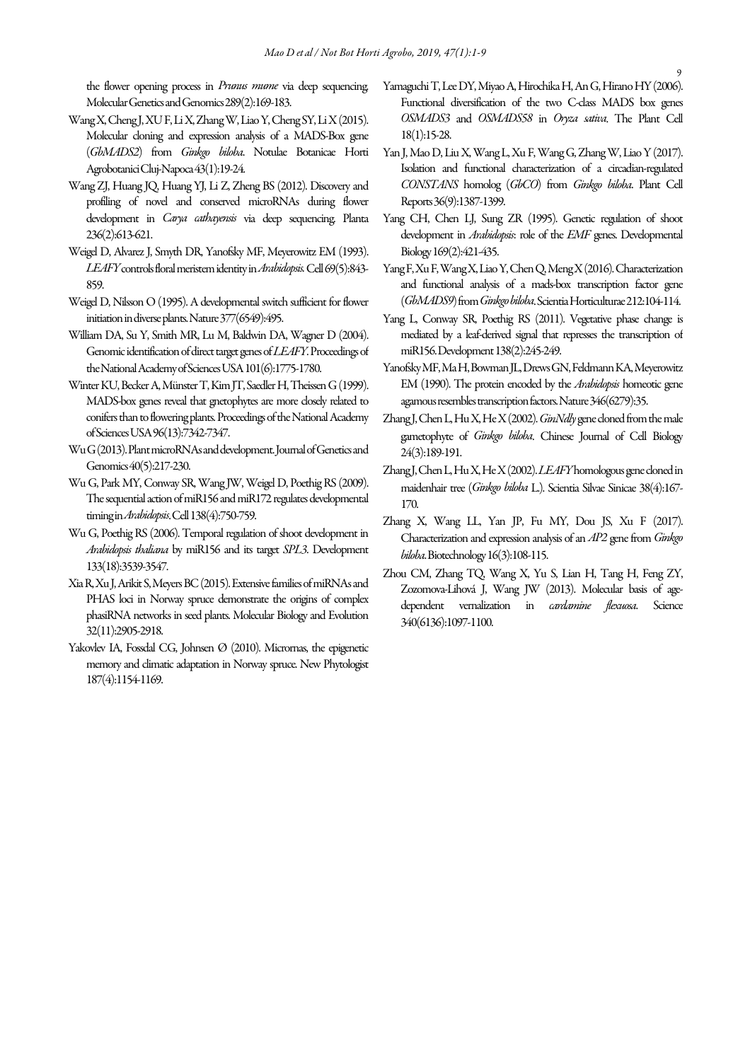the flower opening process in *Prunus mume* via deep sequencing. Molecular Genetics and Genomics 289(2):169-183.

Wang X, Cheng J, XU F, Li X, Zhang W, Liao Y, Cheng SY, Li X (2015). Molecular cloning and expression analysis of a MADS-Box gene (*GbMADS2*) from *Ginkgo biloba*. Notulae Botanicae Horti Agrobotanici Cluj-Napoca 43(1):19-24.

Wang ZJ, Huang JQ, Huang YJ, Li Z, Zheng BS (2012). Discovery and profiling of novel and conserved microRNAs during flower development in *Carya cathayensis* via deep sequencing. Planta 236(2):613-621.

Weigel D, Alvarez J, Smyth DR, Yanofsky MF, Meyerowitz EM (1993). *LEAFY* controls floral meristem identity in *Arabidopsis*. Cell 69(5):843-859.

Weigel D, Nilsson O (1995). A developmental switch sufficient for flower initiation in diverse plants. Nature 377(6549):495.

William DA, Su Y, Smith MR, Lu M, Baldwin DA, Wagner D (2004). Genomic identification of direct target genes of *LEAFY*. Proceedings of the National Academy of Sciences USA 101(6):1775-1780.

Winter KU, Becker A, Münster T, Kim JT, Saedler H, Theissen G (1999). MADS-box genes reveal that gnetophytes are more closely related to conifers than to flowering plants. Proceedings of the National Academy of Sciences USA 96(13):7342-7347.

Wu G (2013). Plant microRNAs and development. Journal of Genetics and Genomics 40(5):217-230.

Wu G, Park MY, Conway SR, Wang JW, Weigel D, Poethig RS (2009). The sequential action of miR156 and miR172 regulates developmental timing in *Arabidopsis*. Cell 138(4):750-759.

Wu G, Poethig RS (2006). Temporal regulation of shoot development in *Arabidopsis thaliana* by miR156 and its target *SPL3*. Development 133(18):3539-3547.

Xia R, Xu J, Arikit S, Meyers BC (2015). Extensive families of miRNAs and PHAS loci in Norway spruce demonstrate the origins of complex phasiRNA networks in seed plants. Molecular Biology and Evolution 32(11):2905-2918.

Yakovlev IA, Fossdal CG, Johnsen Ø (2010). Micrornas, the epigenetic memory and climatic adaptation in Norway spruce. New Phytologist 187(4):1154-1169.

Yamaguchi T, Lee DY, Miyao A, Hirochika H, An G, Hirano HY (2006). Functional diversification of the two C-class MADS box genes *OSMADS3* and *OSMADS58* in *Oryza sativa*. The Plant Cell 18(1):15-28.

Yan J, Mao D, Liu X, Wang L, Xu F, Wang G, Zhang W, Liao Y (2017). Isolation and functional characterization of a circadian-regulated *CONSTANS* homolog (*GbCO*) from *Ginkgo biloba*. Plant Cell Reports 36(9):1387-1399.

Yang CH, Chen LJ, Sung ZR (1995). Genetic regulation of shoot development in *Arabidopsis*: role of the *EMF* genes. Developmental Biology 169(2):421-435.

Yang F, Xu F, Wang X, Liao Y, Chen Q, Meng X (2016). Characterization and functional analysis of a mads-box transcription factor gene (*GbMADS9*) from *Ginkgo biloba*. Scientia Horticulturae 212:104-114.

Yang L, Conway SR, Poethig RS (2011). Vegetative phase change is mediated by a leaf-derived signal that represses the transcription of miR156. Development 138(2):245-249.

Yanofsky MF, Ma H, Bowman JL, Drews GN, Feldmann KA, Meyerowitz EM (1990). The protein encoded by the *Arabidopsis* homeotic gene agamous resembles transcription factors. Nature 346(6279):35.

Zhang J, Chen L, Hu X, He X (2002). *GinNdly* gene cloned from the male gametophyte of *Ginkgo biloba*. Chinese Journal of Cell Biology 24(3):189-191.

Zhang J, Chen L, Hu X, He X (2002). *LEAFY* homologous gene cloned in maidenhair tree (*Ginkgo biloba* L.). Scientia Silvae Sinicae 38(4):167-170.

Zhang X, Wang LL, Yan JP, Fu MY, Dou JS, Xu F (2017). Characterization and expression analysis of an *AP2* gene from *Ginkgo biloba*. Biotechnology 16(3):108-115.

Zhou CM, Zhang TQ, Wang X, Yu S, Lian H, Tang H, Feng ZY, Zozomova-Lihová J, Wang JW (2013). Molecular basis of age-dependent vernalization in *cardamine flexuosa*. Science 340(6136):1097-1100.